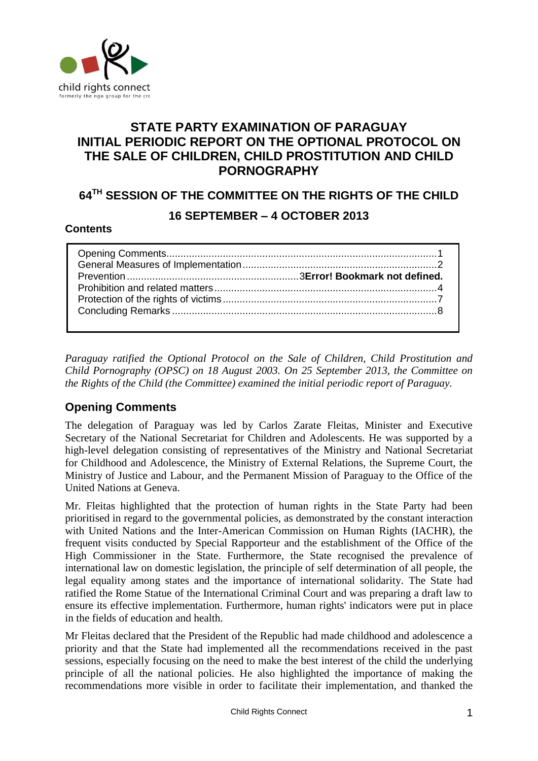# STATE PARTY EXAMINATION OF PARAGUAY INITIAL PERIODIC REPORT ON THE OPTIONAL PROTOCOL ON THE SALE OF CHILDREN, CHILD PROSTITUTION AND CHILD PORNOGRAPHY

## 64TH SESSION OF THE COMMITTEE ON THE RIGHTS OF THE CHILD

## 16 SEPTEMBER – 4 OCTOBER 2013

**Contents**

Opening Comments....................................................................................................1
General Measures of Implementation.......................................................................2
Prevention.............................................................3**Error! Bookmark not defined.**
Prohibition and related matters...............................................................................4
Protection of the rights of victims............................................................................7
Concluding Remarks..............................................................................................8

*Paraguay ratified the Optional Protocol on the Sale of Children, Child Prostitution and Child Pornography (OPSC) on 18 August 2003. On 25 September 2013, the Committee on the Rights of the Child (the Committee) examined the initial periodic report of Paraguay.*

## Opening Comments

The delegation of Paraguay was led by Carlos Zarate Fleitas, Minister and Executive Secretary of the National Secretariat for Children and Adolescents. He was supported by a high-level delegation consisting of representatives of the Ministry and National Secretariat for Childhood and Adolescence, the Ministry of External Relations, the Supreme Court, the Ministry of Justice and Labour, and the Permanent Mission of Paraguay to the Office of the United Nations at Geneva.

Mr. Fleitas highlighted that the protection of human rights in the State Party had been prioritised in regard to the governmental policies, as demonstrated by the constant interaction with United Nations and the Inter-American Commission on Human Rights (IACHR), the frequent visits conducted by Special Rapporteur and the establishment of the Office of the High Commissioner in the State. Furthermore, the State recognised the prevalence of international law on domestic legislation, the principle of self determination of all people, the legal equality among states and the importance of international solidarity. The State had ratified the Rome Statue of the International Criminal Court and was preparing a draft law to ensure its effective implementation. Furthermore, human rights' indicators were put in place in the fields of education and health.

Mr Fleitas declared that the President of the Republic had made childhood and adolescence a priority and that the State had implemented all the recommendations received in the past sessions, especially focusing on the need to make the best interest of the child the underlying principle of all the national policies. He also highlighted the importance of making the recommendations more visible in order to facilitate their implementation, and thanked the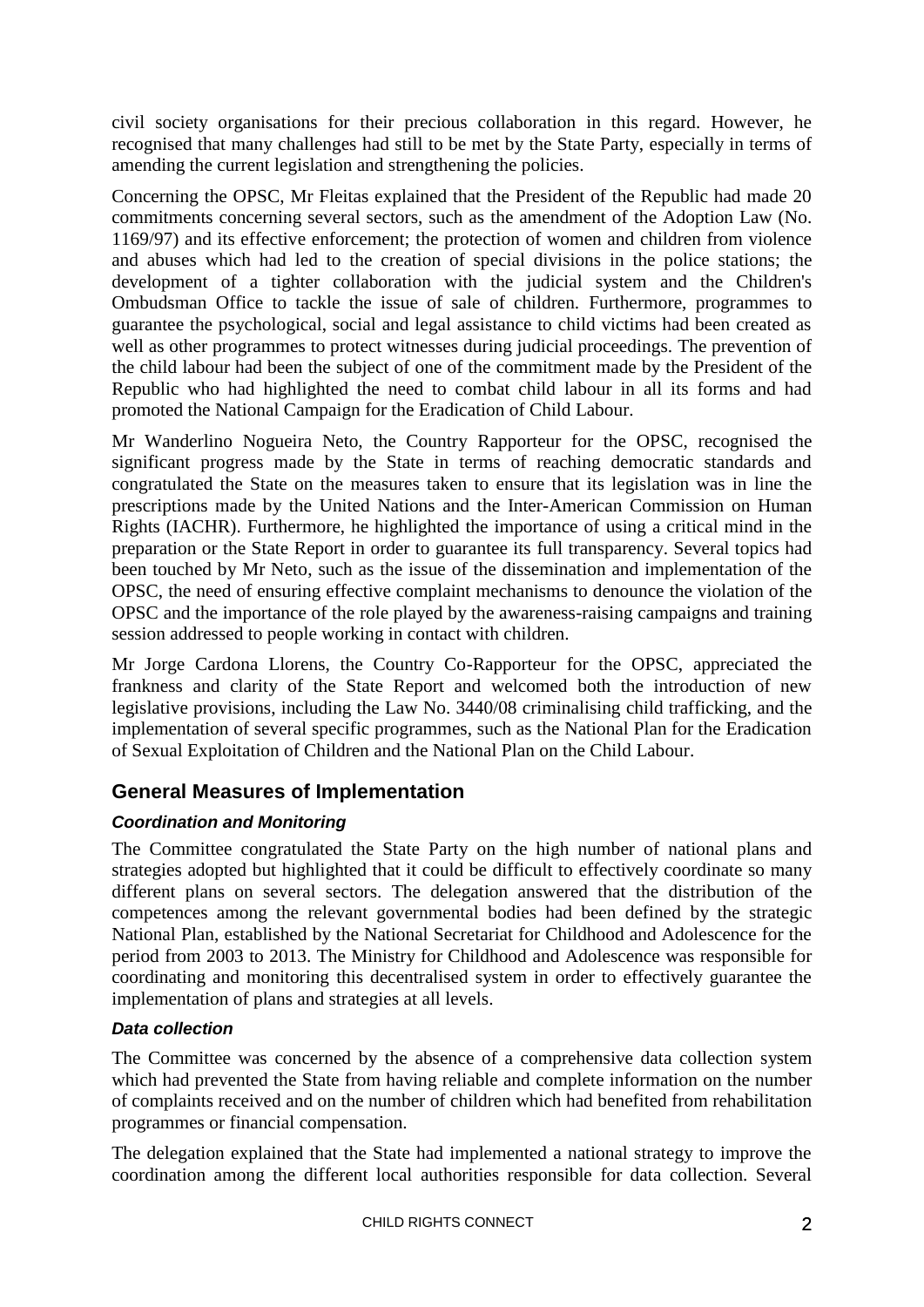civil society organisations for their precious collaboration in this regard. However, he recognised that many challenges had still to be met by the State Party, especially in terms of amending the current legislation and strengthening the policies.

Concerning the OPSC, Mr Fleitas explained that the President of the Republic had made 20 commitments concerning several sectors, such as the amendment of the Adoption Law (No. 1169/97) and its effective enforcement; the protection of women and children from violence and abuses which had led to the creation of special divisions in the police stations; the development of a tighter collaboration with the judicial system and the Children's Ombudsman Office to tackle the issue of sale of children. Furthermore, programmes to guarantee the psychological, social and legal assistance to child victims had been created as well as other programmes to protect witnesses during judicial proceedings. The prevention of the child labour had been the subject of one of the commitment made by the President of the Republic who had highlighted the need to combat child labour in all its forms and had promoted the National Campaign for the Eradication of Child Labour.

Mr Wanderlino Nogueira Neto, the Country Rapporteur for the OPSC, recognised the significant progress made by the State in terms of reaching democratic standards and congratulated the State on the measures taken to ensure that its legislation was in line the prescriptions made by the United Nations and the Inter-American Commission on Human Rights (IACHR). Furthermore, he highlighted the importance of using a critical mind in the preparation or the State Report in order to guarantee its full transparency. Several topics had been touched by Mr Neto, such as the issue of the dissemination and implementation of the OPSC, the need of ensuring effective complaint mechanisms to denounce the violation of the OPSC and the importance of the role played by the awareness-raising campaigns and training session addressed to people working in contact with children.

Mr Jorge Cardona Llorens, the Country Co-Rapporteur for the OPSC, appreciated the frankness and clarity of the State Report and welcomed both the introduction of new legislative provisions, including the Law No. 3440/08 criminalising child trafficking, and the implementation of several specific programmes, such as the National Plan for the Eradication of Sexual Exploitation of Children and the National Plan on the Child Labour.

## General Measures of Implementation

### *Coordination and Monitoring*

The Committee congratulated the State Party on the high number of national plans and strategies adopted but highlighted that it could be difficult to effectively coordinate so many different plans on several sectors. The delegation answered that the distribution of the competences among the relevant governmental bodies had been defined by the strategic National Plan, established by the National Secretariat for Childhood and Adolescence for the period from 2003 to 2013. The Ministry for Childhood and Adolescence was responsible for coordinating and monitoring this decentralised system in order to effectively guarantee the implementation of plans and strategies at all levels.

### *Data collection*

The Committee was concerned by the absence of a comprehensive data collection system which had prevented the State from having reliable and complete information on the number of complaints received and on the number of children which had benefited from rehabilitation programmes or financial compensation.

The delegation explained that the State had implemented a national strategy to improve the coordination among the different local authorities responsible for data collection. Several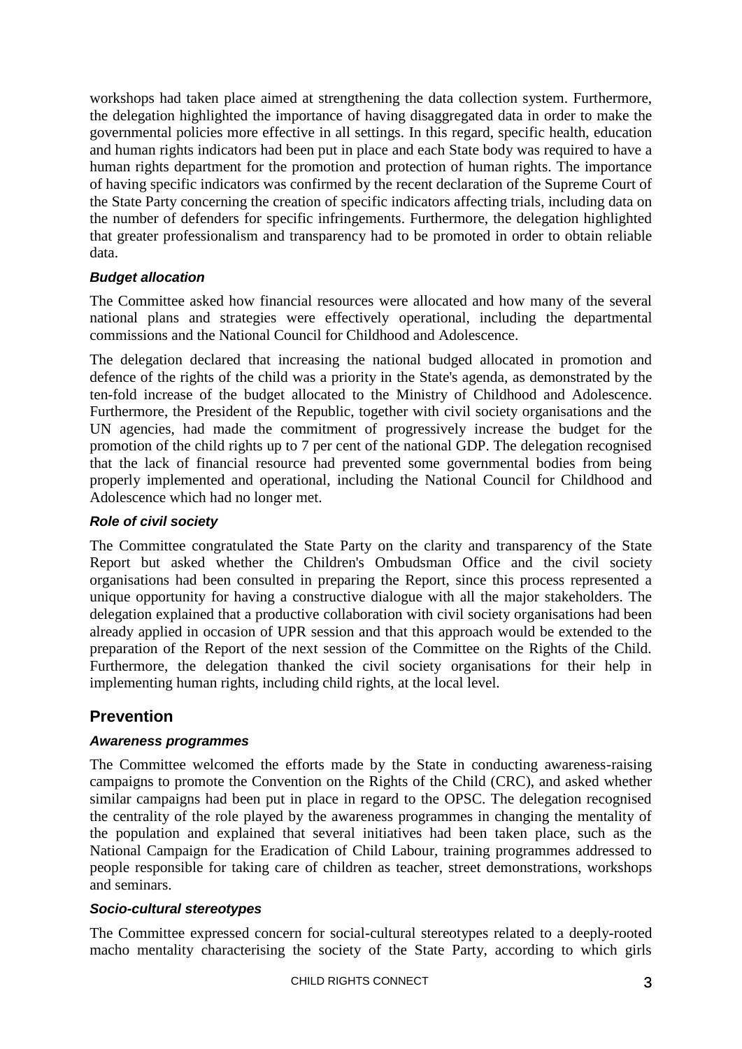workshops had taken place aimed at strengthening the data collection system. Furthermore, the delegation highlighted the importance of having disaggregated data in order to make the governmental policies more effective in all settings. In this regard, specific health, education and human rights indicators had been put in place and each State body was required to have a human rights department for the promotion and protection of human rights. The importance of having specific indicators was confirmed by the recent declaration of the Supreme Court of the State Party concerning the creation of specific indicators affecting trials, including data on the number of defenders for specific infringements. Furthermore, the delegation highlighted that greater professionalism and transparency had to be promoted in order to obtain reliable data.

### *Budget allocation*

The Committee asked how financial resources were allocated and how many of the several national plans and strategies were effectively operational, including the departmental commissions and the National Council for Childhood and Adolescence.

The delegation declared that increasing the national budged allocated in promotion and defence of the rights of the child was a priority in the State's agenda, as demonstrated by the ten-fold increase of the budget allocated to the Ministry of Childhood and Adolescence. Furthermore, the President of the Republic, together with civil society organisations and the UN agencies, had made the commitment of progressively increase the budget for the promotion of the child rights up to 7 per cent of the national GDP. The delegation recognised that the lack of financial resource had prevented some governmental bodies from being properly implemented and operational, including the National Council for Childhood and Adolescence which had no longer met.

### *Role of civil society*

The Committee congratulated the State Party on the clarity and transparency of the State Report but asked whether the Children's Ombudsman Office and the civil society organisations had been consulted in preparing the Report, since this process represented a unique opportunity for having a constructive dialogue with all the major stakeholders. The delegation explained that a productive collaboration with civil society organisations had been already applied in occasion of UPR session and that this approach would be extended to the preparation of the Report of the next session of the Committee on the Rights of the Child. Furthermore, the delegation thanked the civil society organisations for their help in implementing human rights, including child rights, at the local level.

## Prevention

### *Awareness programmes*

The Committee welcomed the efforts made by the State in conducting awareness-raising campaigns to promote the Convention on the Rights of the Child (CRC), and asked whether similar campaigns had been put in place in regard to the OPSC. The delegation recognised the centrality of the role played by the awareness programmes in changing the mentality of the population and explained that several initiatives had been taken place, such as the National Campaign for the Eradication of Child Labour, training programmes addressed to people responsible for taking care of children as teacher, street demonstrations, workshops and seminars.

### *Socio-cultural stereotypes*

The Committee expressed concern for social-cultural stereotypes related to a deeply-rooted macho mentality characterising the society of the State Party, according to which girls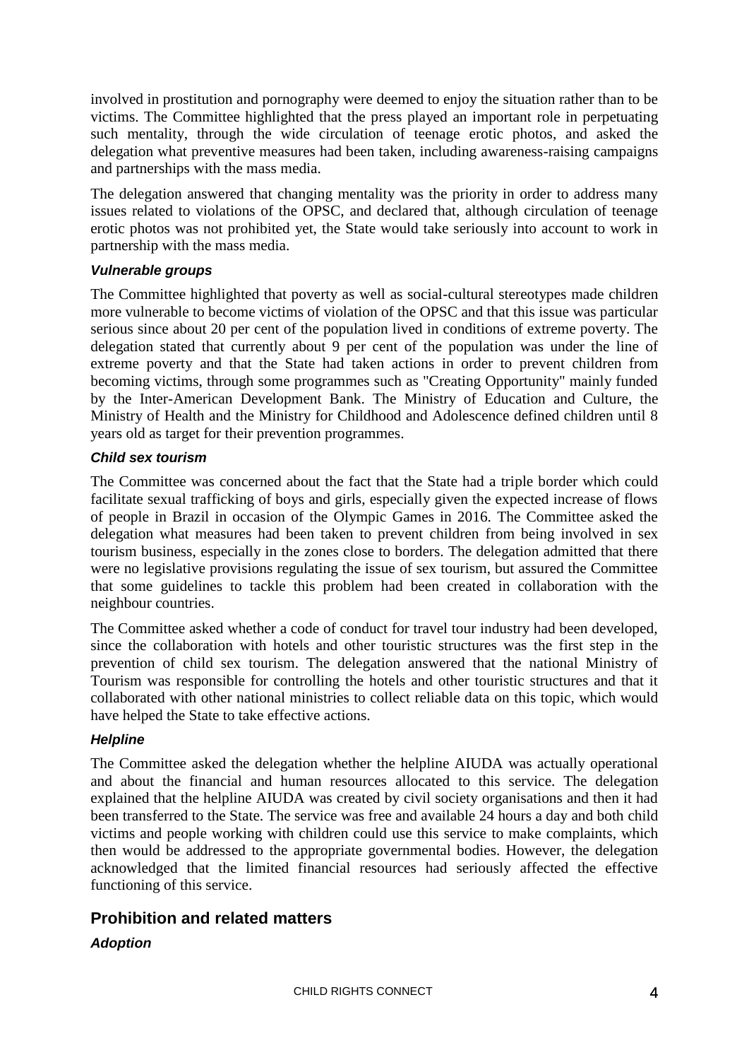involved in prostitution and pornography were deemed to enjoy the situation rather than to be victims. The Committee highlighted that the press played an important role in perpetuating such mentality, through the wide circulation of teenage erotic photos, and asked the delegation what preventive measures had been taken, including awareness-raising campaigns and partnerships with the mass media.

The delegation answered that changing mentality was the priority in order to address many issues related to violations of the OPSC, and declared that, although circulation of teenage erotic photos was not prohibited yet, the State would take seriously into account to work in partnership with the mass media.

#### *Vulnerable groups*

The Committee highlighted that poverty as well as social-cultural stereotypes made children more vulnerable to become victims of violation of the OPSC and that this issue was particular serious since about 20 per cent of the population lived in conditions of extreme poverty. The delegation stated that currently about 9 per cent of the population was under the line of extreme poverty and that the State had taken actions in order to prevent children from becoming victims, through some programmes such as "Creating Opportunity" mainly funded by the Inter-American Development Bank. The Ministry of Education and Culture, the Ministry of Health and the Ministry for Childhood and Adolescence defined children until 8 years old as target for their prevention programmes.

#### *Child sex tourism*

The Committee was concerned about the fact that the State had a triple border which could facilitate sexual trafficking of boys and girls, especially given the expected increase of flows of people in Brazil in occasion of the Olympic Games in 2016. The Committee asked the delegation what measures had been taken to prevent children from being involved in sex tourism business, especially in the zones close to borders. The delegation admitted that there were no legislative provisions regulating the issue of sex tourism, but assured the Committee that some guidelines to tackle this problem had been created in collaboration with the neighbour countries.

The Committee asked whether a code of conduct for travel tour industry had been developed, since the collaboration with hotels and other touristic structures was the first step in the prevention of child sex tourism. The delegation answered that the national Ministry of Tourism was responsible for controlling the hotels and other touristic structures and that it collaborated with other national ministries to collect reliable data on this topic, which would have helped the State to take effective actions.

#### *Helpline*

The Committee asked the delegation whether the helpline AIUDA was actually operational and about the financial and human resources allocated to this service. The delegation explained that the helpline AIUDA was created by civil society organisations and then it had been transferred to the State. The service was free and available 24 hours a day and both child victims and people working with children could use this service to make complaints, which then would be addressed to the appropriate governmental bodies. However, the delegation acknowledged that the limited financial resources had seriously affected the effective functioning of this service.

## Prohibition and related matters

#### *Adoption*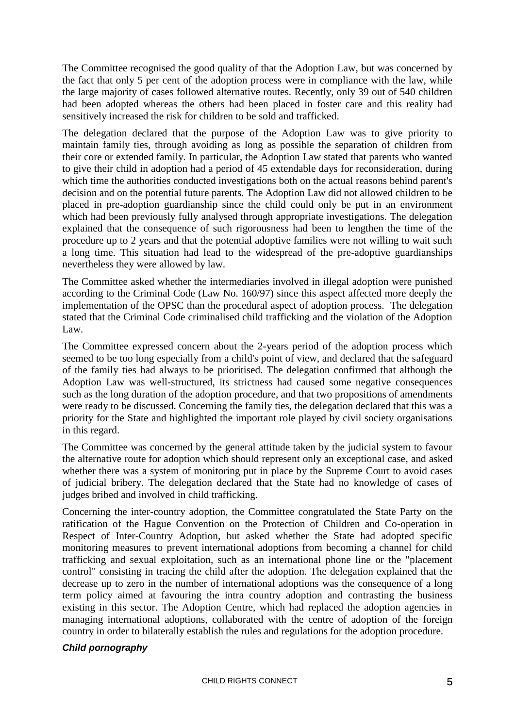The Committee recognised the good quality of that the Adoption Law, but was concerned by the fact that only 5 per cent of the adoption process were in compliance with the law, while the large majority of cases followed alternative routes. Recently, only 39 out of 540 children had been adopted whereas the others had been placed in foster care and this reality had sensitively increased the risk for children to be sold and trafficked.

The delegation declared that the purpose of the Adoption Law was to give priority to maintain family ties, through avoiding as long as possible the separation of children from their core or extended family. In particular, the Adoption Law stated that parents who wanted to give their child in adoption had a period of 45 extendable days for reconsideration, during which time the authorities conducted investigations both on the actual reasons behind parent's decision and on the potential future parents. The Adoption Law did not allowed children to be placed in pre-adoption guardianship since the child could only be put in an environment which had been previously fully analysed through appropriate investigations. The delegation explained that the consequence of such rigorousness had been to lengthen the time of the procedure up to 2 years and that the potential adoptive families were not willing to wait such a long time. This situation had lead to the widespread of the pre-adoptive guardianships nevertheless they were allowed by law.

The Committee asked whether the intermediaries involved in illegal adoption were punished according to the Criminal Code (Law No. 160/97) since this aspect affected more deeply the implementation of the OPSC than the procedural aspect of adoption process. The delegation stated that the Criminal Code criminalised child trafficking and the violation of the Adoption Law.

The Committee expressed concern about the 2-years period of the adoption process which seemed to be too long especially from a child's point of view, and declared that the safeguard of the family ties had always to be prioritised. The delegation confirmed that although the Adoption Law was well-structured, its strictness had caused some negative consequences such as the long duration of the adoption procedure, and that two propositions of amendments were ready to be discussed. Concerning the family ties, the delegation declared that this was a priority for the State and highlighted the important role played by civil society organisations in this regard.

The Committee was concerned by the general attitude taken by the judicial system to favour the alternative route for adoption which should represent only an exceptional case, and asked whether there was a system of monitoring put in place by the Supreme Court to avoid cases of judicial bribery. The delegation declared that the State had no knowledge of cases of judges bribed and involved in child trafficking.

Concerning the inter-country adoption, the Committee congratulated the State Party on the ratification of the Hague Convention on the Protection of Children and Co-operation in Respect of Inter-Country Adoption, but asked whether the State had adopted specific monitoring measures to prevent international adoptions from becoming a channel for child trafficking and sexual exploitation, such as an international phone line or the "placement control" consisting in tracing the child after the adoption. The delegation explained that the decrease up to zero in the number of international adoptions was the consequence of a long term policy aimed at favouring the intra country adoption and contrasting the business existing in this sector. The Adoption Centre, which had replaced the adoption agencies in managing international adoptions, collaborated with the centre of adoption of the foreign country in order to bilaterally establish the rules and regulations for the adoption procedure.

### *Child pornography*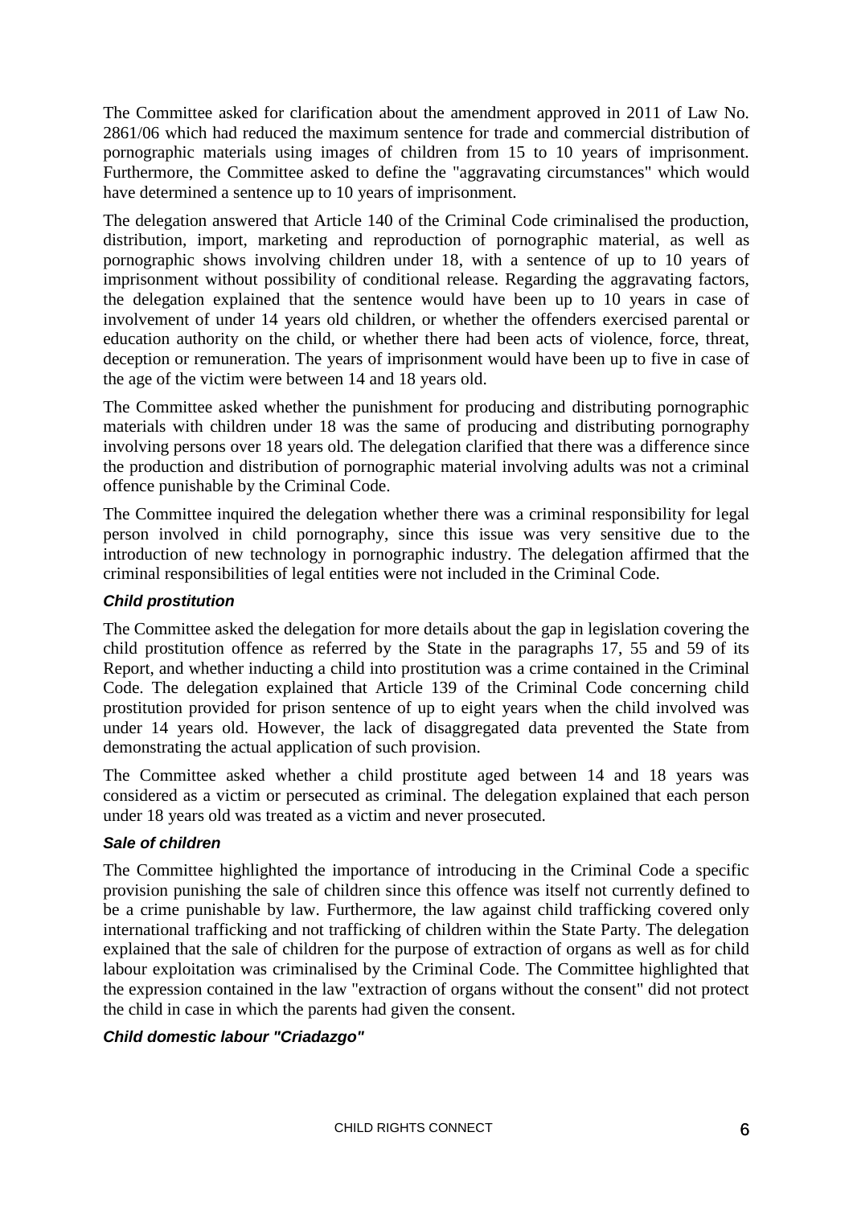The Committee asked for clarification about the amendment approved in 2011 of Law No. 2861/06 which had reduced the maximum sentence for trade and commercial distribution of pornographic materials using images of children from 15 to 10 years of imprisonment. Furthermore, the Committee asked to define the "aggravating circumstances" which would have determined a sentence up to 10 years of imprisonment.

The delegation answered that Article 140 of the Criminal Code criminalised the production, distribution, import, marketing and reproduction of pornographic material, as well as pornographic shows involving children under 18, with a sentence of up to 10 years of imprisonment without possibility of conditional release. Regarding the aggravating factors, the delegation explained that the sentence would have been up to 10 years in case of involvement of under 14 years old children, or whether the offenders exercised parental or education authority on the child, or whether there had been acts of violence, force, threat, deception or remuneration. The years of imprisonment would have been up to five in case of the age of the victim were between 14 and 18 years old.

The Committee asked whether the punishment for producing and distributing pornographic materials with children under 18 was the same of producing and distributing pornography involving persons over 18 years old. The delegation clarified that there was a difference since the production and distribution of pornographic material involving adults was not a criminal offence punishable by the Criminal Code.

The Committee inquired the delegation whether there was a criminal responsibility for legal person involved in child pornography, since this issue was very sensitive due to the introduction of new technology in pornographic industry. The delegation affirmed that the criminal responsibilities of legal entities were not included in the Criminal Code.

### *Child prostitution*

The Committee asked the delegation for more details about the gap in legislation covering the child prostitution offence as referred by the State in the paragraphs 17, 55 and 59 of its Report, and whether inducting a child into prostitution was a crime contained in the Criminal Code. The delegation explained that Article 139 of the Criminal Code concerning child prostitution provided for prison sentence of up to eight years when the child involved was under 14 years old. However, the lack of disaggregated data prevented the State from demonstrating the actual application of such provision.

The Committee asked whether a child prostitute aged between 14 and 18 years was considered as a victim or persecuted as criminal. The delegation explained that each person under 18 years old was treated as a victim and never prosecuted.

### *Sale of children*

The Committee highlighted the importance of introducing in the Criminal Code a specific provision punishing the sale of children since this offence was itself not currently defined to be a crime punishable by law. Furthermore, the law against child trafficking covered only international trafficking and not trafficking of children within the State Party. The delegation explained that the sale of children for the purpose of extraction of organs as well as for child labour exploitation was criminalised by the Criminal Code. The Committee highlighted that the expression contained in the law "extraction of organs without the consent" did not protect the child in case in which the parents had given the consent.

### *Child domestic labour "Criadazgo"*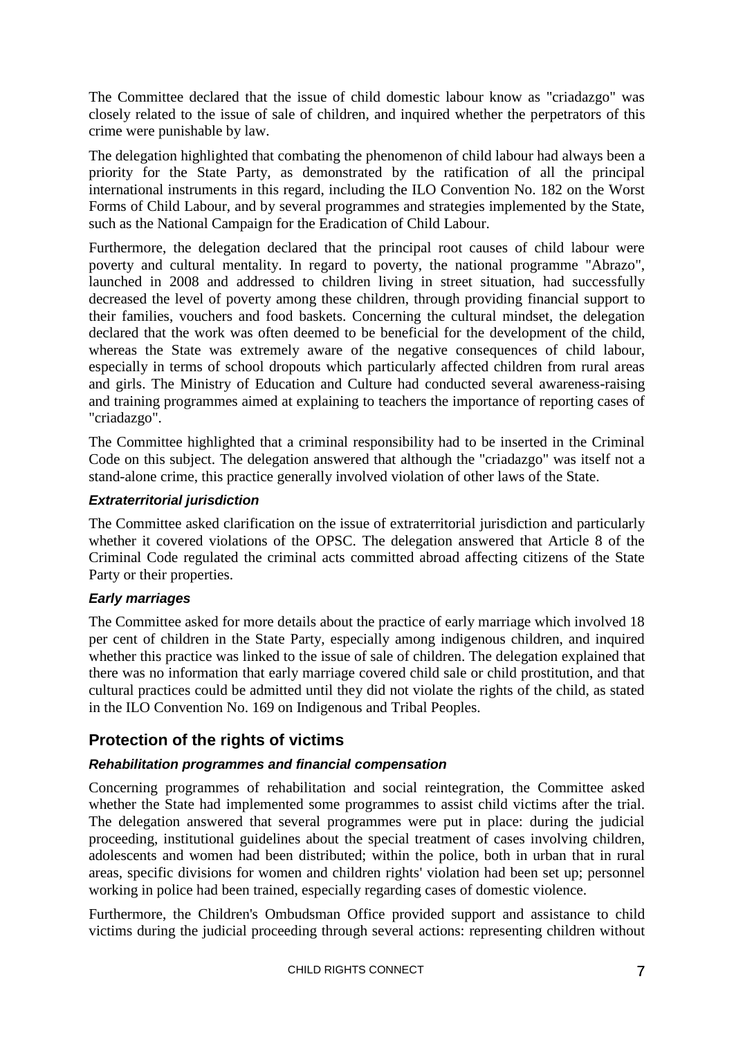The Committee declared that the issue of child domestic labour know as "criadazgo" was closely related to the issue of sale of children, and inquired whether the perpetrators of this crime were punishable by law.

The delegation highlighted that combating the phenomenon of child labour had always been a priority for the State Party, as demonstrated by the ratification of all the principal international instruments in this regard, including the ILO Convention No. 182 on the Worst Forms of Child Labour, and by several programmes and strategies implemented by the State, such as the National Campaign for the Eradication of Child Labour.

Furthermore, the delegation declared that the principal root causes of child labour were poverty and cultural mentality. In regard to poverty, the national programme "Abrazo", launched in 2008 and addressed to children living in street situation, had successfully decreased the level of poverty among these children, through providing financial support to their families, vouchers and food baskets. Concerning the cultural mindset, the delegation declared that the work was often deemed to be beneficial for the development of the child, whereas the State was extremely aware of the negative consequences of child labour, especially in terms of school dropouts which particularly affected children from rural areas and girls. The Ministry of Education and Culture had conducted several awareness-raising and training programmes aimed at explaining to teachers the importance of reporting cases of "criadazgo".

The Committee highlighted that a criminal responsibility had to be inserted in the Criminal Code on this subject. The delegation answered that although the "criadazgo" was itself not a stand-alone crime, this practice generally involved violation of other laws of the State.

#### *Extraterritorial jurisdiction*

The Committee asked clarification on the issue of extraterritorial jurisdiction and particularly whether it covered violations of the OPSC. The delegation answered that Article 8 of the Criminal Code regulated the criminal acts committed abroad affecting citizens of the State Party or their properties.

#### *Early marriages*

The Committee asked for more details about the practice of early marriage which involved 18 per cent of children in the State Party, especially among indigenous children, and inquired whether this practice was linked to the issue of sale of children. The delegation explained that there was no information that early marriage covered child sale or child prostitution, and that cultural practices could be admitted until they did not violate the rights of the child, as stated in the ILO Convention No. 169 on Indigenous and Tribal Peoples.

## Protection of the rights of victims

#### *Rehabilitation programmes and financial compensation*

Concerning programmes of rehabilitation and social reintegration, the Committee asked whether the State had implemented some programmes to assist child victims after the trial. The delegation answered that several programmes were put in place: during the judicial proceeding, institutional guidelines about the special treatment of cases involving children, adolescents and women had been distributed; within the police, both in urban that in rural areas, specific divisions for women and children rights' violation had been set up; personnel working in police had been trained, especially regarding cases of domestic violence.

Furthermore, the Children's Ombudsman Office provided support and assistance to child victims during the judicial proceeding through several actions: representing children without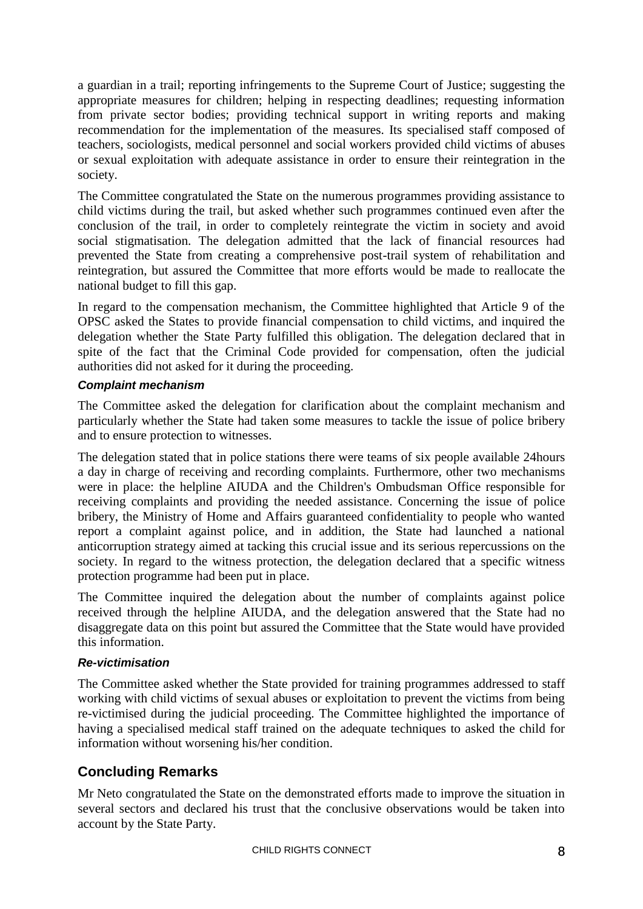a guardian in a trail; reporting infringements to the Supreme Court of Justice; suggesting the appropriate measures for children; helping in respecting deadlines; requesting information from private sector bodies; providing technical support in writing reports and making recommendation for the implementation of the measures. Its specialised staff composed of teachers, sociologists, medical personnel and social workers provided child victims of abuses or sexual exploitation with adequate assistance in order to ensure their reintegration in the society.

The Committee congratulated the State on the numerous programmes providing assistance to child victims during the trail, but asked whether such programmes continued even after the conclusion of the trail, in order to completely reintegrate the victim in society and avoid social stigmatisation. The delegation admitted that the lack of financial resources had prevented the State from creating a comprehensive post-trail system of rehabilitation and reintegration, but assured the Committee that more efforts would be made to reallocate the national budget to fill this gap.

In regard to the compensation mechanism, the Committee highlighted that Article 9 of the OPSC asked the States to provide financial compensation to child victims, and inquired the delegation whether the State Party fulfilled this obligation. The delegation declared that in spite of the fact that the Criminal Code provided for compensation, often the judicial authorities did not asked for it during the proceeding.

#### *Complaint mechanism*

The Committee asked the delegation for clarification about the complaint mechanism and particularly whether the State had taken some measures to tackle the issue of police bribery and to ensure protection to witnesses.

The delegation stated that in police stations there were teams of six people available 24hours a day in charge of receiving and recording complaints. Furthermore, other two mechanisms were in place: the helpline AIUDA and the Children's Ombudsman Office responsible for receiving complaints and providing the needed assistance. Concerning the issue of police bribery, the Ministry of Home and Affairs guaranteed confidentiality to people who wanted report a complaint against police, and in addition, the State had launched a national anticorruption strategy aimed at tacking this crucial issue and its serious repercussions on the society. In regard to the witness protection, the delegation declared that a specific witness protection programme had been put in place.

The Committee inquired the delegation about the number of complaints against police received through the helpline AIUDA, and the delegation answered that the State had no disaggregate data on this point but assured the Committee that the State would have provided this information.

#### *Re-victimisation*

The Committee asked whether the State provided for training programmes addressed to staff working with child victims of sexual abuses or exploitation to prevent the victims from being re-victimised during the judicial proceeding. The Committee highlighted the importance of having a specialised medical staff trained on the adequate techniques to asked the child for information without worsening his/her condition.

## Concluding Remarks

Mr Neto congratulated the State on the demonstrated efforts made to improve the situation in several sectors and declared his trust that the conclusive observations would be taken into account by the State Party.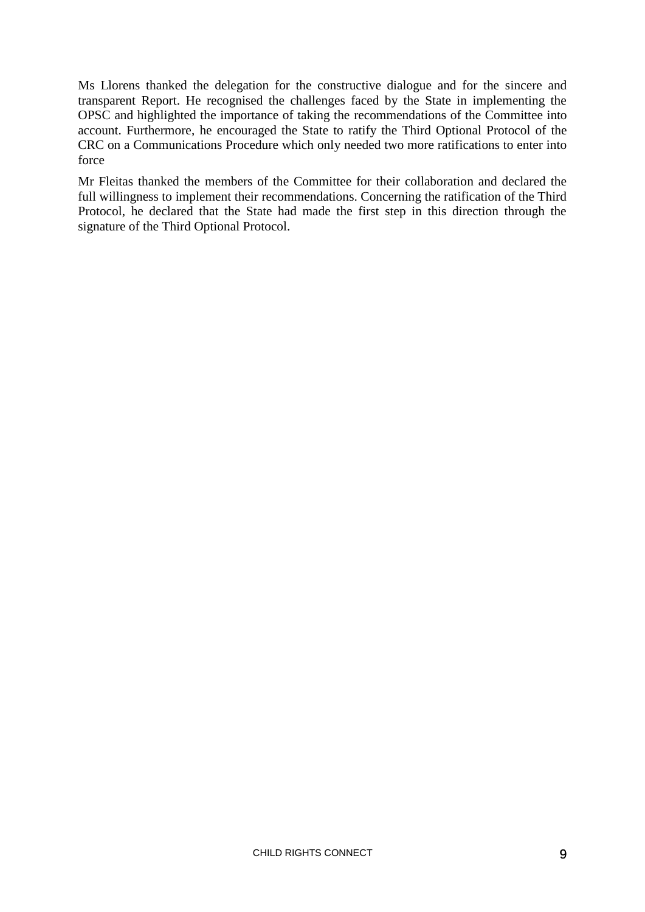Ms Llorens thanked the delegation for the constructive dialogue and for the sincere and transparent Report. He recognised the challenges faced by the State in implementing the OPSC and highlighted the importance of taking the recommendations of the Committee into account. Furthermore, he encouraged the State to ratify the Third Optional Protocol of the CRC on a Communications Procedure which only needed two more ratifications to enter into force

Mr Fleitas thanked the members of the Committee for their collaboration and declared the full willingness to implement their recommendations. Concerning the ratification of the Third Protocol, he declared that the State had made the first step in this direction through the signature of the Third Optional Protocol.